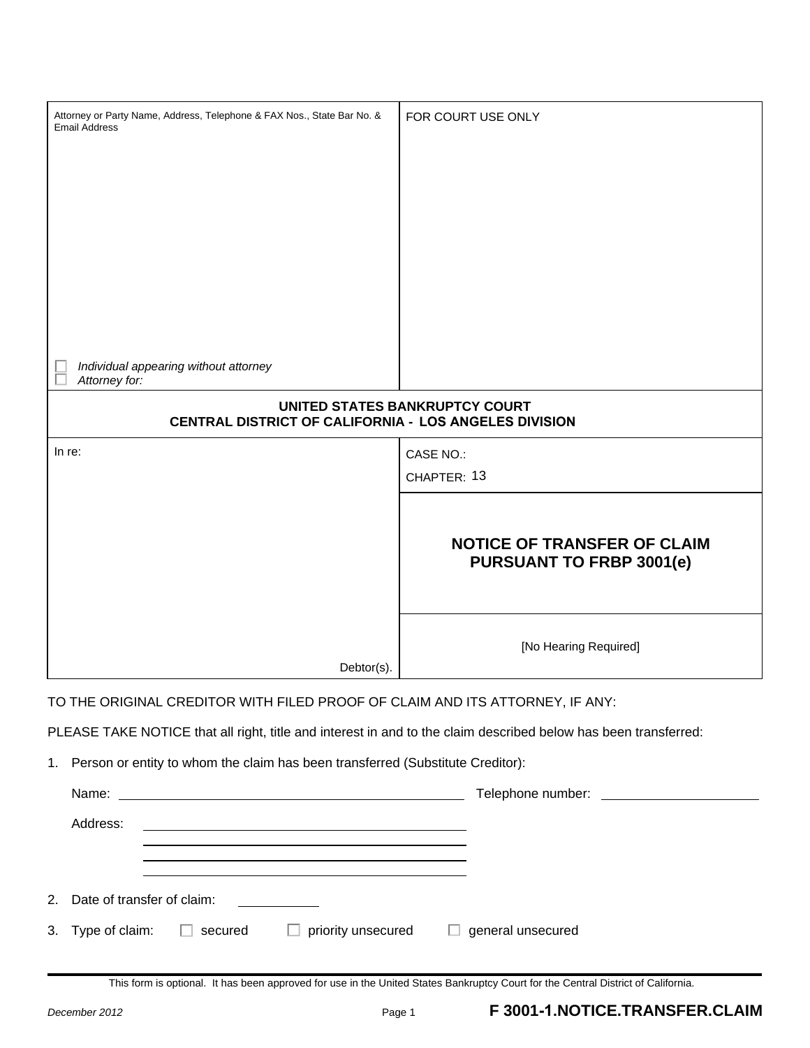| Attorney or Party Name, Address, Telephone & FAX Nos., State Bar No. & Email Address | FOR COURT USE ONLY |
|---|---|
| ☐ *Individual appearing without attorney*<br>☐ *Attorney for:* | |

**UNITED STATES BANKRUPTCY COURT**
**CENTRAL DISTRICT OF CALIFORNIA - LOS ANGELES DIVISION**

| In re: | CASE NO.:<br>CHAPTER: 13 |
|---|---|
| | **NOTICE OF TRANSFER OF CLAIM PURSUANT TO FRBP 3001(e)** |
| Debtor(s). | [No Hearing Required] |

TO THE ORIGINAL CREDITOR WITH FILED PROOF OF CLAIM AND ITS ATTORNEY, IF ANY:

PLEASE TAKE NOTICE that all right, title and interest in and to the claim described below has been transferred:

1. Person or entity to whom the claim has been transferred (Substitute Creditor):

   Name: ______________________ Telephone number: ______________

   Address: ______________________
   ______________________
   ______________________
   ______________________

2. Date of transfer of claim: __________

3. Type of claim: ☐ secured ☐ priority unsecured ☐ general unsecured

This form is optional. It has been approved for use in the United States Bankruptcy Court for the Central District of California.

December 2012 **F 3001-1.NOTICE.TRANSFER.CLAIM**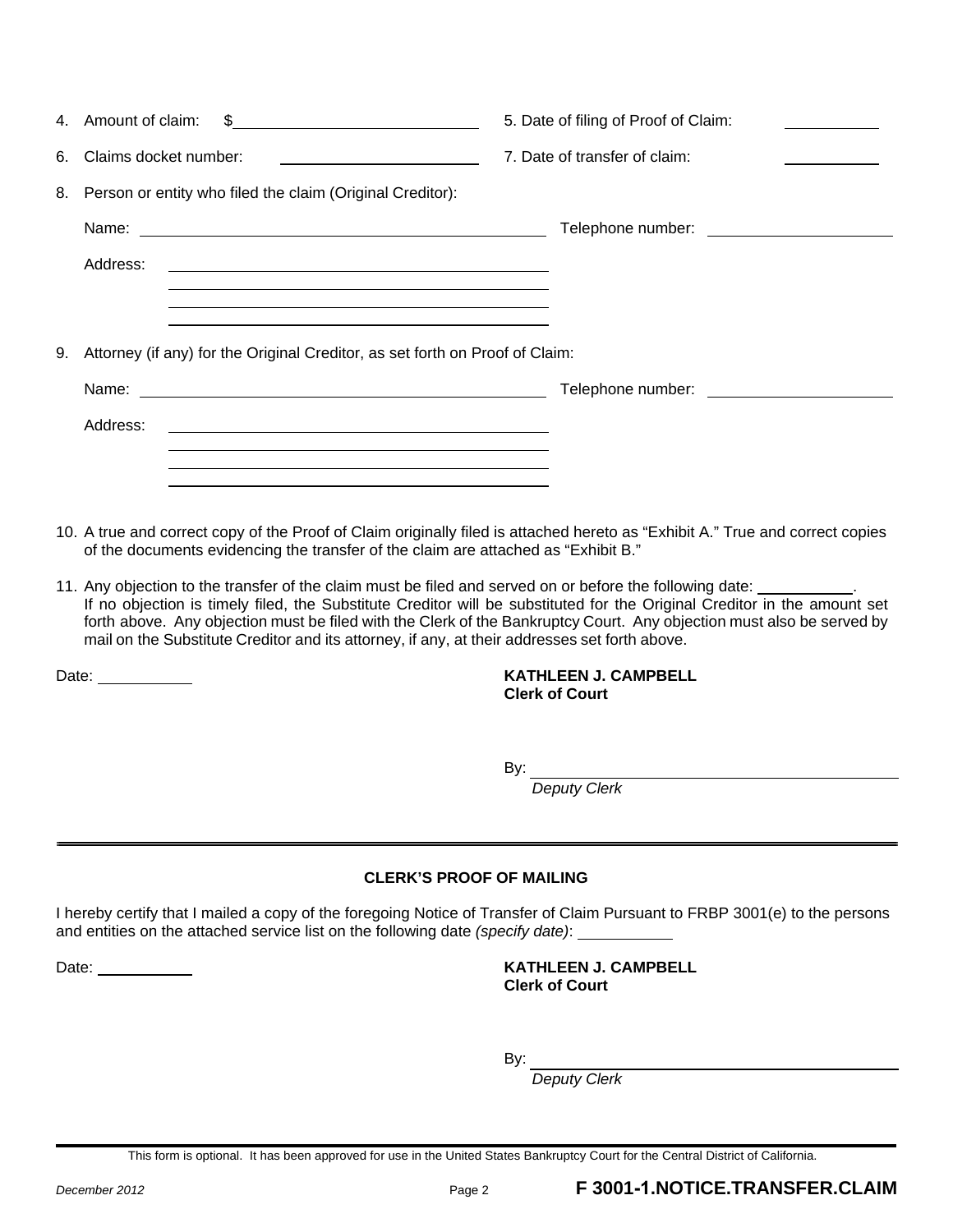4. Amount of claim: $ ______________________

5. Date of filing of Proof of Claim: __________

6. Claims docket number: ______________________

7. Date of transfer of claim: __________

8. Person or entity who filed the claim (Original Creditor):

   Name: ______________________________ Telephone number: ______________________

   Address: ______________________________

   ______________________________

   ______________________________

   ______________________________

9. Attorney (if any) for the Original Creditor, as set forth on Proof of Claim:

   Name: ______________________________ Telephone number: ______________________

   Address: ______________________________

   ______________________________

   ______________________________

   ______________________________

10. A true and correct copy of the Proof of Claim originally filed is attached hereto as "Exhibit A." True and correct copies of the documents evidencing the transfer of the claim are attached as "Exhibit B."

11. Any objection to the transfer of the claim must be filed and served on or before the following date: __________. If no objection is timely filed, the Substitute Creditor will be substituted for the Original Creditor in the amount set forth above. Any objection must be filed with the Clerk of the Bankruptcy Court. Any objection must also be served by mail on the Substitute Creditor and its attorney, if any, at their addresses set forth above.

Date: __________

**KATHLEEN J. CAMPBELL**
**Clerk of Court**

By: ______________________________
*Deputy Clerk*

---

**CLERK'S PROOF OF MAILING**

I hereby certify that I mailed a copy of the foregoing Notice of Transfer of Claim Pursuant to FRBP 3001(e) to the persons and entities on the attached service list on the following date *(specify date)*: __________

Date: __________

**KATHLEEN J. CAMPBELL**
**Clerk of Court**

By: ______________________________
*Deputy Clerk*

---

This form is optional. It has been approved for use in the United States Bankruptcy Court for the Central District of California.

*December 2012*

**F 3001-1.NOTICE.TRANSFER.CLAIM**